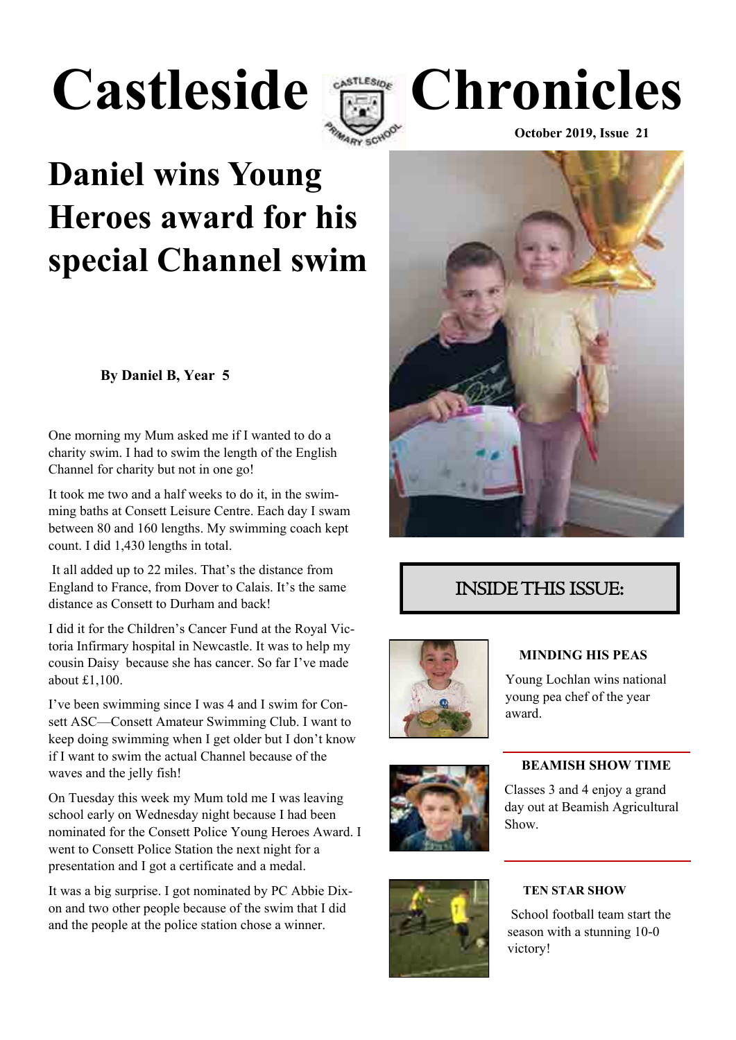# Castleside Chronicles

October 2019, Issue 21

## Daniel wins Young Heroes award for his special Channel swim

**By Daniel B, Year 5**

One morning my Mum asked me if I wanted to do a charity swim. I had to swim the length of the English Channel for charity but not in one go!

It took me two and a half weeks to do it, in the swimming baths at Consett Leisure Centre. Each day I swam between 80 and 160 lengths. My swimming coach kept count. I did 1,430 lengths in total.

It all added up to 22 miles. That's the distance from England to France, from Dover to Calais. It's the same distance as Consett to Durham and back!

I did it for the Children's Cancer Fund at the Royal Victoria Infirmary hospital in Newcastle. It was to help my cousin Daisy because she has cancer. So far I've made about £1,100.

I've been swimming since I was 4 and I swim for Consett ASC—Consett Amateur Swimming Club. I want to keep doing swimming when I get older but I don't know if I want to swim the actual Channel because of the waves and the jelly fish!

On Tuesday this week my Mum told me I was leaving school early on Wednesday night because I had been nominated for the Consett Police Young Heroes Award. I went to Consett Police Station the next night for a presentation and I got a certificate and a medal.

It was a big surprise. I got nominated by PC Abbie Dixon and two other people because of the swim that I did and the people at the police station chose a winner.

## INSIDE THIS ISSUE:

**MINDING HIS PEAS**

Young Lochlan wins national young pea chef of the year award.

**BEAMISH SHOW TIME**

Classes 3 and 4 enjoy a grand day out at Beamish Agricultural Show.

**TEN STAR SHOW**

School football team start the season with a stunning 10-0 victory!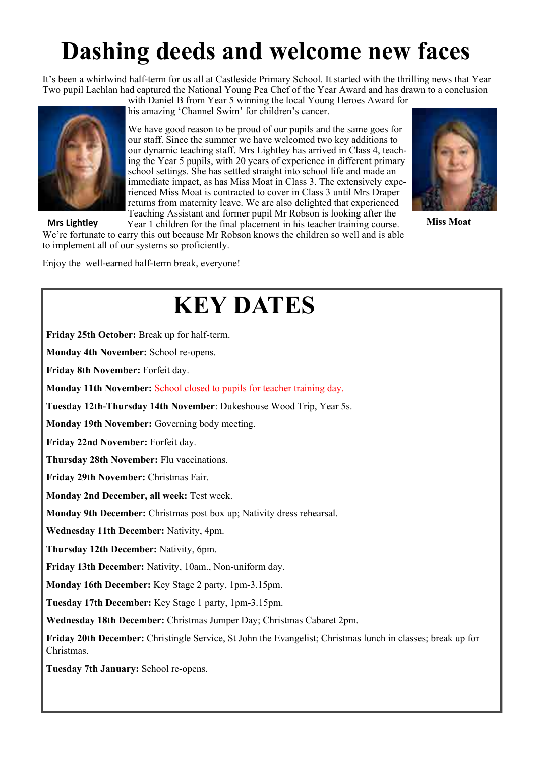# Dashing deeds and welcome new faces

It's been a whirlwind half-term for us all at Castleside Primary School. It started with the thrilling news that Year Two pupil Lachlan had captured the National Young Pea Chef of the Year Award and has drawn to a conclusion with Daniel B from Year 5 winning the local Young Heroes Award for his amazing 'Channel Swim' for children's cancer.

We have good reason to be proud of our pupils and the same goes for our staff. Since the summer we have welcomed two key additions to our dynamic teaching staff. Mrs Lightley has arrived in Class 4, teaching the Year 5 pupils, with 20 years of experience in different primary school settings. She has settled straight into school life and made an immediate impact, as has Miss Moat in Class 3. The extensively experienced Miss Moat is contracted to cover in Class 3 until Mrs Draper returns from maternity leave. We are also delighted that experienced Teaching Assistant and former pupil Mr Robson is looking after the Year 1 children for the final placement in his teacher training course. We're fortunate to carry this out because Mr Robson knows the children so well and is able to implement all of our systems so proficiently.

Mrs Lightley

Miss Moat

Enjoy the well-earned half-term break, everyone!

# KEY DATES

**Friday 25th October:** Break up for half-term.

**Monday 4th November:** School re-opens.

**Friday 8th November:** Forfeit day.

**Monday 11th November:** School closed to pupils for teacher training day.

**Tuesday 12th-Thursday 14th November**: Dukeshouse Wood Trip, Year 5s.

**Monday 19th November:** Governing body meeting.

**Friday 22nd November:** Forfeit day.

**Thursday 28th November:** Flu vaccinations.

**Friday 29th November:** Christmas Fair.

**Monday 2nd December, all week:** Test week.

**Monday 9th December:** Christmas post box up; Nativity dress rehearsal.

**Wednesday 11th December:** Nativity, 4pm.

**Thursday 12th December:** Nativity, 6pm.

**Friday 13th December:** Nativity, 10am., Non-uniform day.

**Monday 16th December:** Key Stage 2 party, 1pm-3.15pm.

**Tuesday 17th December:** Key Stage 1 party, 1pm-3.15pm.

**Wednesday 18th December:** Christmas Jumper Day; Christmas Cabaret 2pm.

**Friday 20th December:** Christingle Service, St John the Evangelist; Christmas lunch in classes; break up for Christmas.

**Tuesday 7th January:** School re-opens.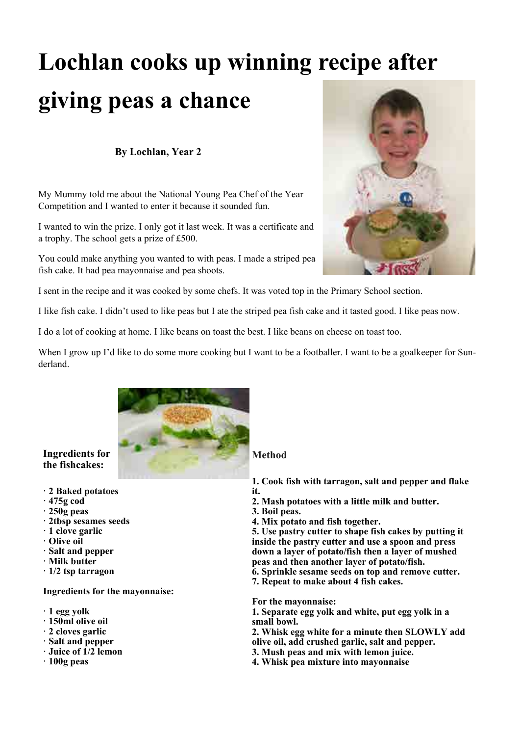# Lochlan cooks up winning recipe after giving peas a chance

**By Lochlan, Year 2**

My Mummy told me about the National Young Pea Chef of the Year Competition and I wanted to enter it because it sounded fun.

I wanted to win the prize. I only got it last week. It was a certificate and a trophy. The school gets a prize of £500.

You could make anything you wanted to with peas. I made a striped pea fish cake. It had pea mayonnaise and pea shoots.

I sent in the recipe and it was cooked by some chefs. It was voted top in the Primary School section.

I like fish cake. I didn't used to like peas but I ate the striped pea fish cake and it tasted good. I like peas now.

I do a lot of cooking at home. I like beans on toast the best. I like beans on cheese on toast too.

When I grow up I'd like to do some more cooking but I want to be a footballer. I want to be a goalkeeper for Sunderland.

**Ingredients for the fishcakes:**

- **2 Baked potatoes**
- **475g cod**
- **250g peas**
- **2tbsp sesames seeds**
- **1 clove garlic**
- **Olive oil**
- **Salt and pepper**
- **Milk butter**
- **1/2 tsp tarragon**

**Ingredients for the mayonnaise:**

- **1 egg yolk**
- **150ml olive oil**
- **2 cloves garlic**
- **Salt and pepper**
- **Juice of 1/2 lemon**
- **100g peas**

**Method**

**1. Cook fish with tarragon, salt and pepper and flake it.**
**2. Mash potatoes with a little milk and butter.**
**3. Boil peas.**
**4. Mix potato and fish together.**
**5. Use pastry cutter to shape fish cakes by putting it inside the pastry cutter and use a spoon and press down a layer of potato/fish then a layer of mushed peas and then another layer of potato/fish.**
**6. Sprinkle sesame seeds on top and remove cutter.**
**7. Repeat to make about 4 fish cakes.**

**For the mayonnaise:**
**1. Separate egg yolk and white, put egg yolk in a small bowl.**
**2. Whisk egg white for a minute then SLOWLY add olive oil, add crushed garlic, salt and pepper.**
**3. Mush peas and mix with lemon juice.**
**4. Whisk pea mixture into mayonnaise**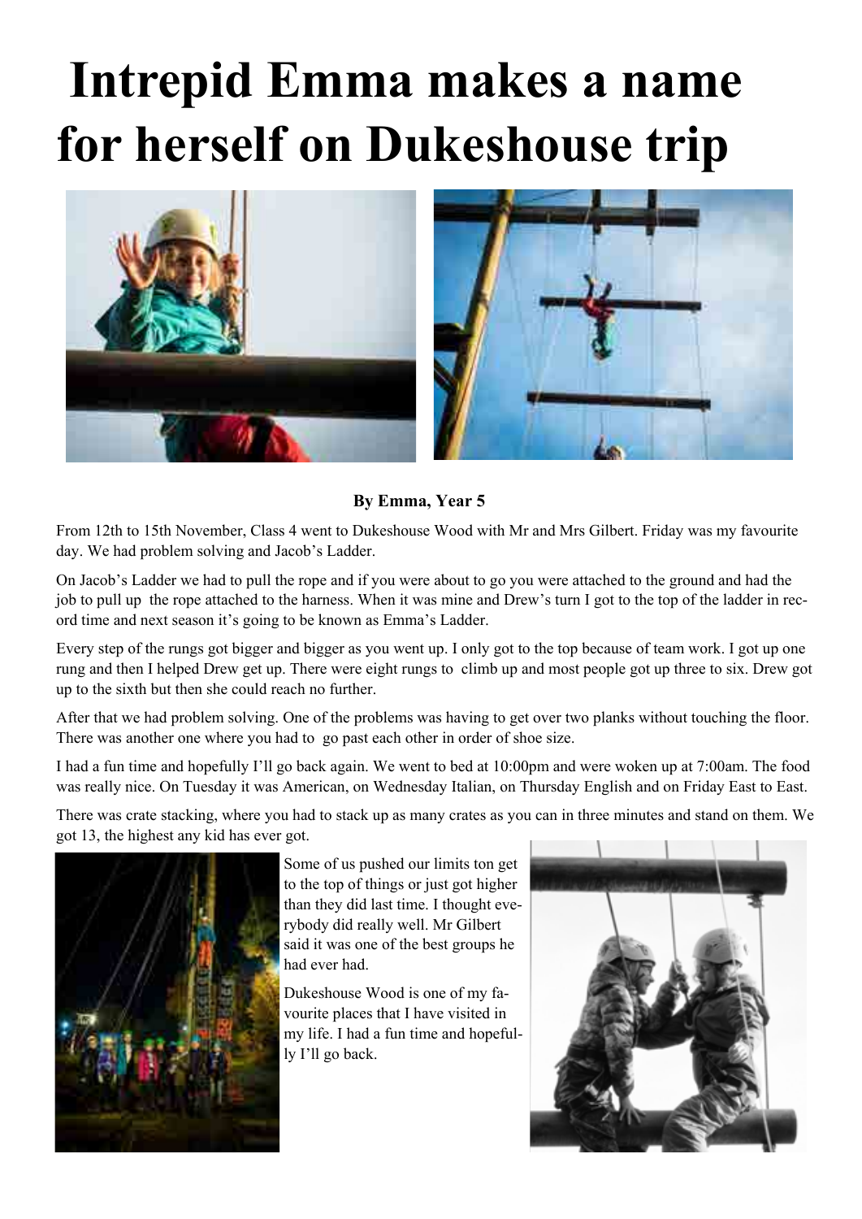# Intrepid Emma makes a name for herself on Dukeshouse trip

**By Emma, Year 5**

From 12th to 15th November, Class 4 went to Dukeshouse Wood with Mr and Mrs Gilbert. Friday was my favourite day. We had problem solving and Jacob's Ladder.

On Jacob's Ladder we had to pull the rope and if you were about to go you were attached to the ground and had the job to pull up the rope attached to the harness. When it was mine and Drew's turn I got to the top of the ladder in record time and next season it's going to be known as Emma's Ladder.

Every step of the rungs got bigger and bigger as you went up. I only got to the top because of team work. I got up one rung and then I helped Drew get up. There were eight rungs to climb up and most people got up three to six. Drew got up to the sixth but then she could reach no further.

After that we had problem solving. One of the problems was having to get over two planks without touching the floor. There was another one where you had to go past each other in order of shoe size.

I had a fun time and hopefully I'll go back again. We went to bed at 10:00pm and were woken up at 7:00am. The food was really nice. On Tuesday it was American, on Wednesday Italian, on Thursday English and on Friday East to East.

There was crate stacking, where you had to stack up as many crates as you can in three minutes and stand on them. We got 13, the highest any kid has ever got.

Some of us pushed our limits ton get to the top of things or just got higher than they did last time. I thought everybody did really well. Mr Gilbert said it was one of the best groups he had ever had.

Dukeshouse Wood is one of my favourite places that I have visited in my life. I had a fun time and hopefully I'll go back.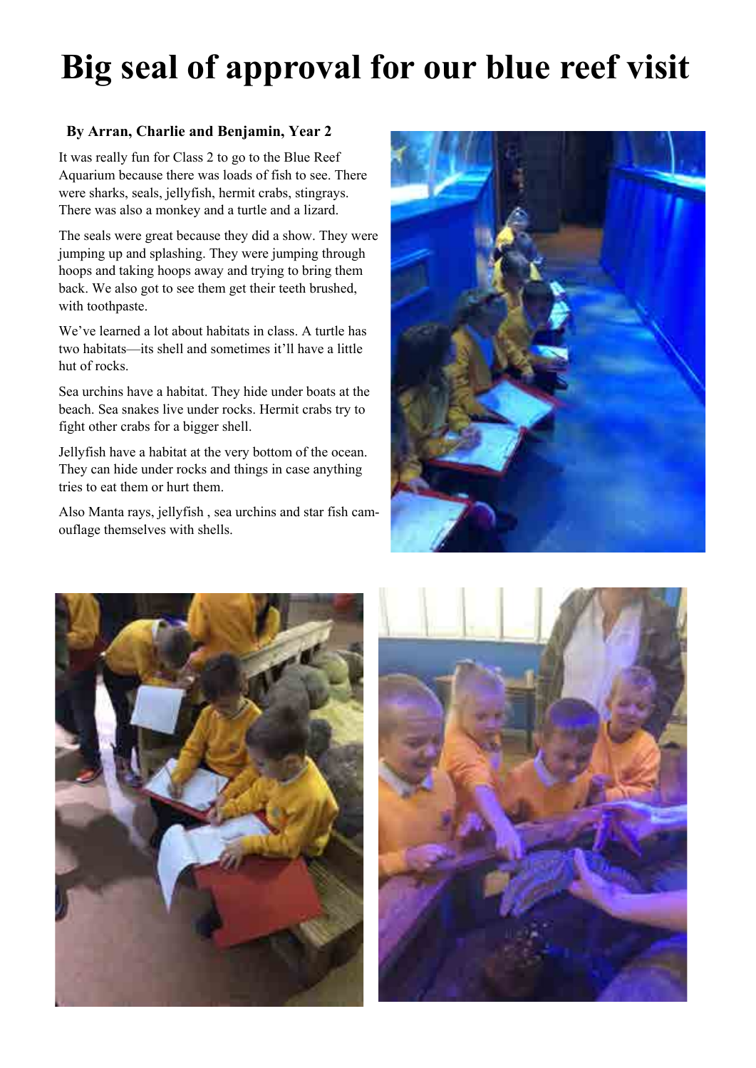# Big seal of approval for our blue reef visit

**By Arran, Charlie and Benjamin, Year 2**

It was really fun for Class 2 to go to the Blue Reef Aquarium because there was loads of fish to see. There were sharks, seals, jellyfish, hermit crabs, stingrays. There was also a monkey and a turtle and a lizard.

The seals were great because they did a show. They were jumping up and splashing. They were jumping through hoops and taking hoops away and trying to bring them back. We also got to see them get their teeth brushed, with toothpaste.

We've learned a lot about habitats in class. A turtle has two habitats—its shell and sometimes it'll have a little hut of rocks.

Sea urchins have a habitat. They hide under boats at the beach. Sea snakes live under rocks. Hermit crabs try to fight other crabs for a bigger shell.

Jellyfish have a habitat at the very bottom of the ocean. They can hide under rocks and things in case anything tries to eat them or hurt them.

Also Manta rays, jellyfish , sea urchins and star fish camouflage themselves with shells.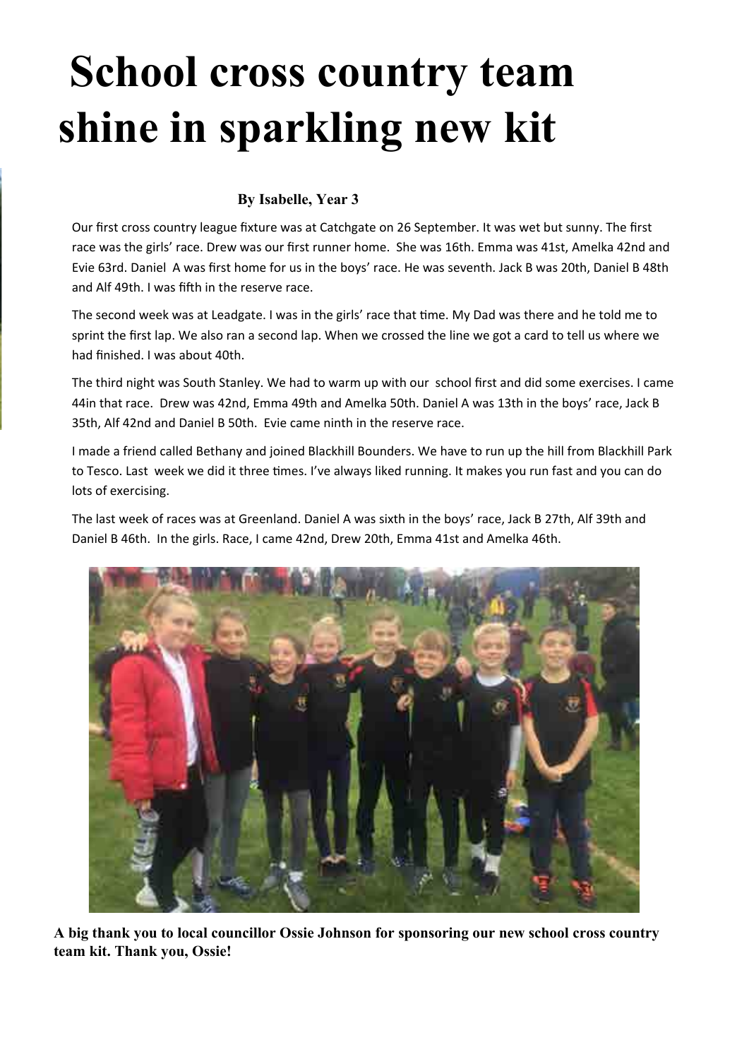# School cross country team shine in sparkling new kit

**By Isabelle, Year 3**

Our first cross country league fixture was at Catchgate on 26 September. It was wet but sunny. The first race was the girls' race. Drew was our first runner home. She was 16th. Emma was 41st, Amelka 42nd and Evie 63rd. Daniel A was first home for us in the boys' race. He was seventh. Jack B was 20th, Daniel B 48th and Alf 49th. I was fifth in the reserve race.

The second week was at Leadgate. I was in the girls' race that time. My Dad was there and he told me to sprint the first lap. We also ran a second lap. When we crossed the line we got a card to tell us where we had finished. I was about 40th.

The third night was South Stanley. We had to warm up with our school first and did some exercises. I came 44in that race. Drew was 42nd, Emma 49th and Amelka 50th. Daniel A was 13th in the boys' race, Jack B 35th, Alf 42nd and Daniel B 50th. Evie came ninth in the reserve race.

I made a friend called Bethany and joined Blackhill Bounders. We have to run up the hill from Blackhill Park to Tesco. Last week we did it three times. I've always liked running. It makes you run fast and you can do lots of exercising.

The last week of races was at Greenland. Daniel A was sixth in the boys' race, Jack B 27th, Alf 39th and Daniel B 46th. In the girls. Race, I came 42nd, Drew 20th, Emma 41st and Amelka 46th.

**A big thank you to local councillor Ossie Johnson for sponsoring our new school cross country team kit. Thank you, Ossie!**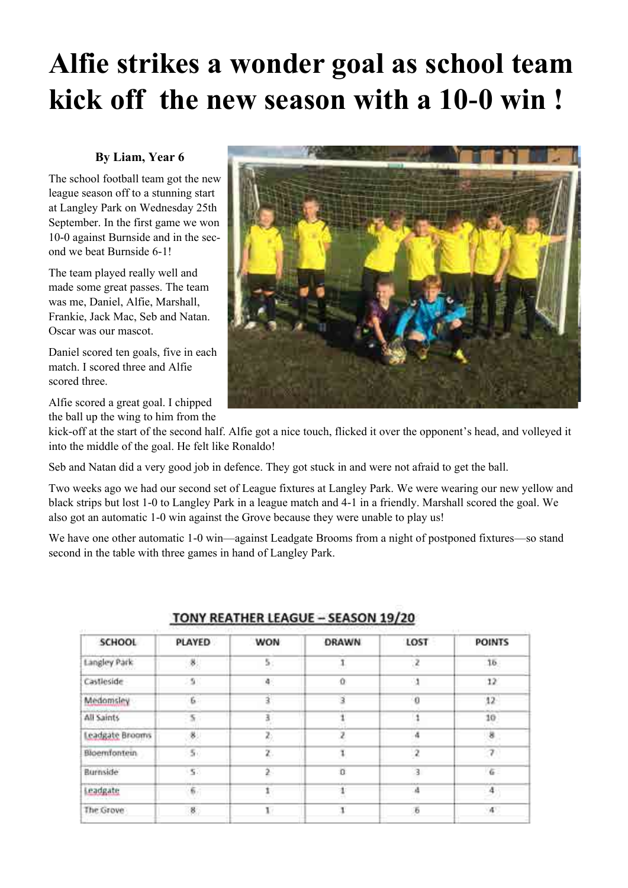# Alfie strikes a wonder goal as school team kick off the new season with a 10-0 win !

**By Liam, Year 6**

The school football team got the new league season off to a stunning start at Langley Park on Wednesday 25th September. In the first game we won 10-0 against Burnside and in the second we beat Burnside 6-1!

The team played really well and made some great passes. The team was me, Daniel, Alfie, Marshall, Frankie, Jack Mac, Seb and Natan. Oscar was our mascot.

Daniel scored ten goals, five in each match. I scored three and Alfie scored three.

Alfie scored a great goal. I chipped the ball up the wing to him from the kick-off at the start of the second half. Alfie got a nice touch, flicked it over the opponent's head, and volleyed it into the middle of the goal. He felt like Ronaldo!

Seb and Natan did a very good job in defence. They got stuck in and were not afraid to get the ball.

Two weeks ago we had our second set of League fixtures at Langley Park. We were wearing our new yellow and black strips but lost 1-0 to Langley Park in a league match and 4-1 in a friendly. Marshall scored the goal. We also got an automatic 1-0 win against the Grove because they were unable to play us!

We have one other automatic 1-0 win—against Leadgate Brooms from a night of postponed fixtures—so stand second in the table with three games in hand of Langley Park.

**TONY REATHER LEAGUE – SEASON 19/20**

| SCHOOL | PLAYED | WON | DRAWN | LOST | POINTS |
|---|---|---|---|---|---|
| Langley Park | 8 | 5 | 1 | 2 | 16 |
| Castleside | 5 | 4 | 0 | 1 | 12 |
| Medomsley | 6 | 3 | 3 | 0 | 12 |
| All Saints | 5 | 3 | 1 | 1 | 10 |
| Leadgate Brooms | 8 | 2 | 2 | 4 | 8 |
| Bloemfontein | 5 | 2 | 1 | 2 | 7 |
| Burnside | 5 | 2 | 0 | 3 | 6 |
| Leadgate | 6 | 1 | 1 | 4 | 4 |
| The Grove | 8 | 1 | 1 | 6 | 4 |